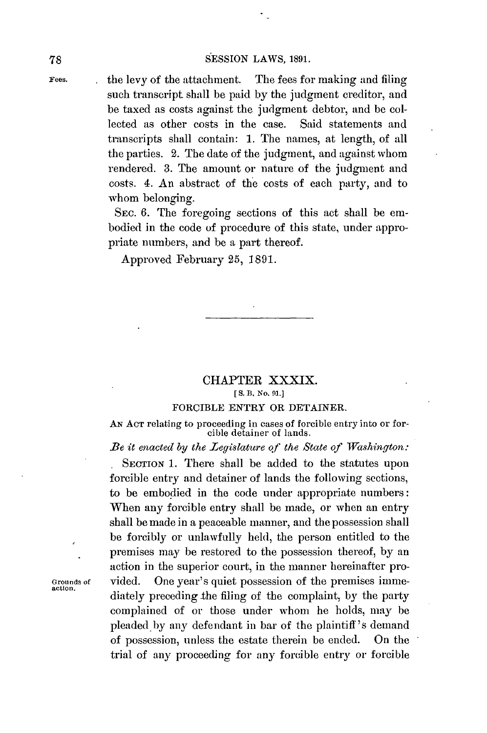the levy of the attachment. The fees for making and filing such transcript shall be paid by the judgment creditor, and be taxed as costs against the judgment debtor, and be collected as other costs in the case. Said statements and transcripts shall contain: 1. The names, at length, of all the parties. 2. The date of the judgment, and against whom rendered. 3. The amount or nature of the judgment and costs. 4. An abstract of the costs of each party, and to whom belonging.

SEC. 6. The foregoing sections of this act shall be embodied in the code of procedure of this state, under appropriate numbers, and be a part thereof.

Approved February 25, 1891.

---

## CHAPTER XXXIX.

[S. B. No. 91.]

### FORCIBLE ENTRY OR DETAINER.

AN ACT relating to proceeding in cases of forcible entry into or forcible detainer of lands.

*Be it enacted by the Legislature of the State of Washington:*

SECTION 1. There shall be added to the statutes upon forcible entry and detainer of lands the following sections, to be embodied in the code under appropriate numbers: When any forcible entry shall be made, or when an entry shall be made in a peaceable manner, and the possession shall be forcibly or unlawfully held, the person entitled to the premises may be restored to the possession thereof, by an action in the superior court, in the manner hereinafter provided. One year's quiet possession of the premises immediately preceding the filing of the complaint, by the party complained of or those under whom he holds, may be pleaded by any defendant in bar of the plaintiff's demand of possession, unless the estate therein be ended. On the trial of any proceeding for any forcible entry or forcible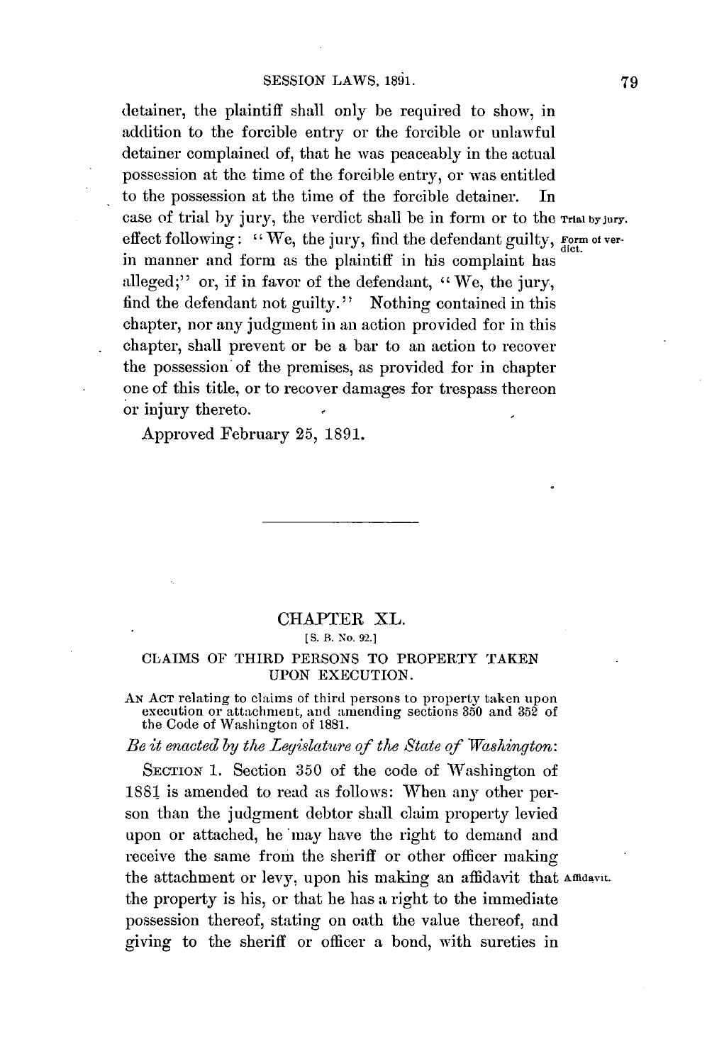detainer, the plaintiff shall only be required to show, in addition to the forcible entry or the forcible or unlawful detainer complained of, that he was peaceably in the actual possession at the time of the forcible entry, or was entitled to the possession at the time of the forcible detainer. In case of trial by jury, the verdict shall be in form or to the effect following: "We, the jury, find the defendant guilty, in manner and form as the plaintiff in his complaint has alleged;" or, if in favor of the defendant, "We, the jury, find the defendant not guilty." Nothing contained in this chapter, nor any judgment in an action provided for in this chapter, shall prevent or be a bar to an action to recover the possession of the premises, as provided for in chapter one of this title, or to recover damages for trespass thereon or injury thereto.

Trial by jury.

Form of verdict.

Approved February 25, 1891.

---

## CHAPTER XL.

[S. B. No. 92.]

### CLAIMS OF THIRD PERSONS TO PROPERTY TAKEN UPON EXECUTION.

AN ACT relating to claims of third persons to property taken upon execution or attachment, and amending sections 350 and 352 of the Code of Washington of 1881.

*Be it enacted by the Legislature of the State of Washington:*

SECTION 1. Section 350 of the code of Washington of 1881 is amended to read as follows: When any other person than the judgment debtor shall claim property levied upon or attached, he may have the right to demand and receive the same from the sheriff or other officer making the attachment or levy, upon his making an affidavit that the property is his, or that he has a right to the immediate possession thereof, stating on oath the value thereof, and giving to the sheriff or officer a bond, with sureties in

Affidavit.